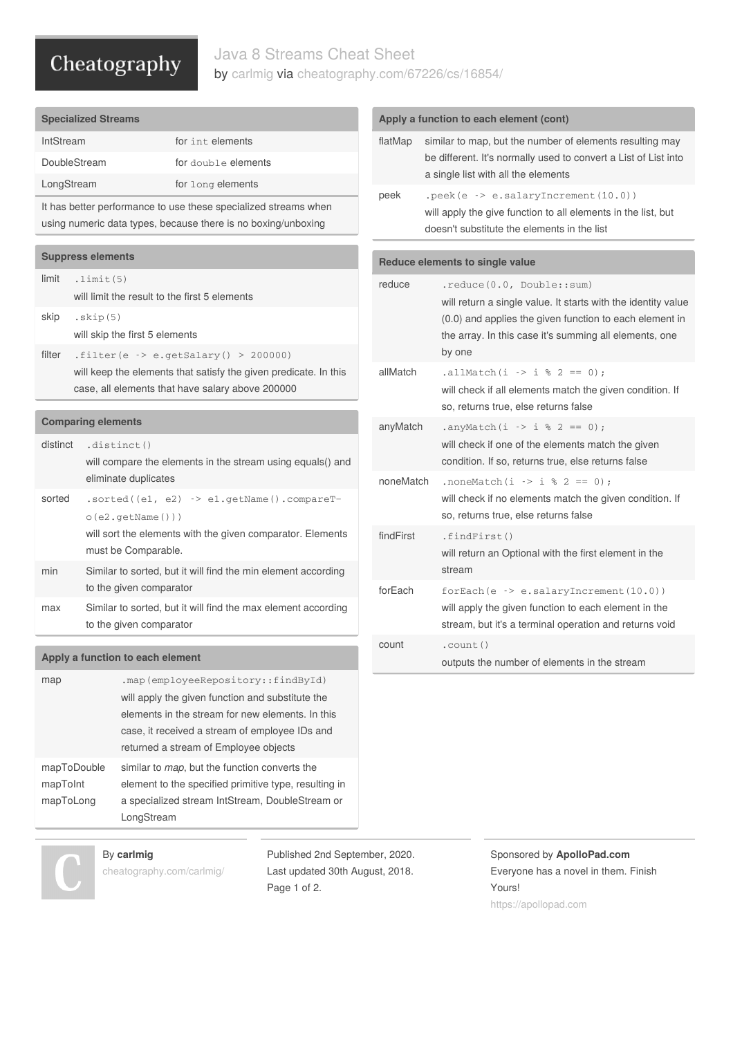# Java 8 Streams Cheat Sheet

by carlmig via cheatography.com/67226/cs/16854/

## Specialized Streams

| | |
|---|---|
| IntStream | for `int` elements |
| DoubleStream | for `double` elements |
| LongStream | for `long` elements |

It has better performance to use these specialized streams when using numeric data types, because there is no boxing/unboxing

## Suppress elements

| | |
|---|---|
| limit | `.limit(5)` will limit the result to the first 5 elements |
| skip | `.skip(5)` will skip the first 5 elements |
| filter | `.filter(e -> e.getSalary() > 200000)` will keep the elements that satisfy the given predicate. In this case, all elements that have salary above 200000 |

## Comparing elements

| | |
|---|---|
| distinct | `.distinct()` will compare the elements in the stream using equals() and eliminate duplicates |
| sorted | `.sorted((e1, e2) -> e1.getName().compareTo(e2.getName()))` will sort the elements with the given comparator. Elements must be Comparable. |
| min | Similar to sorted, but it will find the min element according to the given comparator |
| max | Similar to sorted, but it will find the max element according to the given comparator |

## Apply a function to each element

| | |
|---|---|
| map | `.map(employeeRepository::findById)` will apply the given function and substitute the elements in the stream for new elements. In this case, it received a stream of employee IDs and returned a stream of Employee objects |
| mapToDouble mapToInt mapToLong | similar to *map*, but the function converts the element to the specified primitive type, resulting in a specialized stream IntStream, DoubleStream or LongStream |

## Apply a function to each element (cont)

| | |
|---|---|
| flatMap | similar to map, but the number of elements resulting may be different. It's normally used to convert a List of List into a single list with all the elements |
| peek | `.peek(e -> e.salaryIncrement(10.0))` will apply the give function to all elements in the list, but doesn't substitute the elements in the list |

## Reduce elements to single value

| | |
|---|---|
| reduce | `.reduce(0.0, Double::sum)` will return a single value. It starts with the identity value (0.0) and applies the given function to each element in the array. In this case it's summing all elements, one by one |
| allMatch | `.allMatch(i -> i % 2 == 0);` will check if all elements match the given condition. If so, returns true, else returns false |
| anyMatch | `.anyMatch(i -> i % 2 == 0);` will check if one of the elements match the given condition. If so, returns true, else returns false |
| noneMatch | `.noneMatch(i -> i % 2 == 0);` will check if no elements match the given condition. If so, returns true, else returns false |
| findFirst | `.findFirst()` will return an Optional with the first element in the stream |
| forEach | `forEach(e -> e.salaryIncrement(10.0))` will apply the given function to each element in the stream, but it's a terminal operation and returns void |
| count | `.count()` outputs the number of elements in the stream |

By **carlmig**
cheatography.com/carlmig/

Published 2nd September, 2020.
Last updated 30th August, 2018.

Sponsored by **ApolloPad.com**
Everyone has a novel in them. Finish Yours!
https://apollopad.com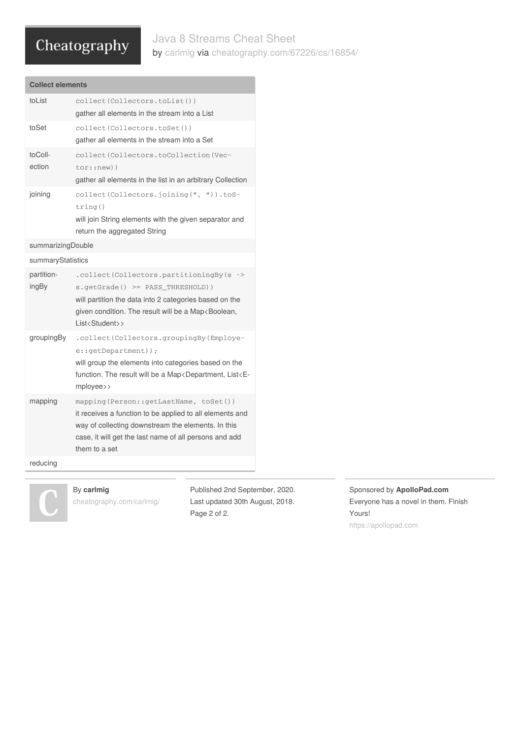## Collect elements

| | |
|---|---|
| toList | `collect(Collectors.toList())` gather all elements in the stream into a List |
| toSet | `collect(Collectors.toSet())` gather all elements in the stream into a Set |
| toCollection | `collect(Collectors.toCollection(Vector::new))` gather all elements in the list in an arbitrary Collection |
| joining | `collect(Collectors.joining(", ")).toString()` will join String elements with the given separator and return the aggregated String |
| summarizingDouble | |
| summaryStatistics | |
| partitioningBy | `.collect(Collectors.partitioningBy(s -> s.getGrade() >= PASS_THRESHOLD))` will partition the data into 2 categories based on the given condition. The result will be a Map<Boolean, List<Student>> |
| groupingBy | `.collect(Collectors.groupingBy(Employee::getDepartment));` will group the elements into categories based on the function. The result will be a Map<Department, List<Employee>> |
| mapping | `mapping(Person::getLastName, toSet())` it receives a function to be applied to all elements and way of collecting downstream the elements. In this case, it will get the last name of all persons and add them to a set |
| reducing | |

By **carlmig**
cheatography.com/carlmig/

Published 2nd September, 2020.
Last updated 30th August, 2018.

Sponsored by **ApolloPad.com**
Everyone has a novel in them. Finish Yours!
https://apollopad.com